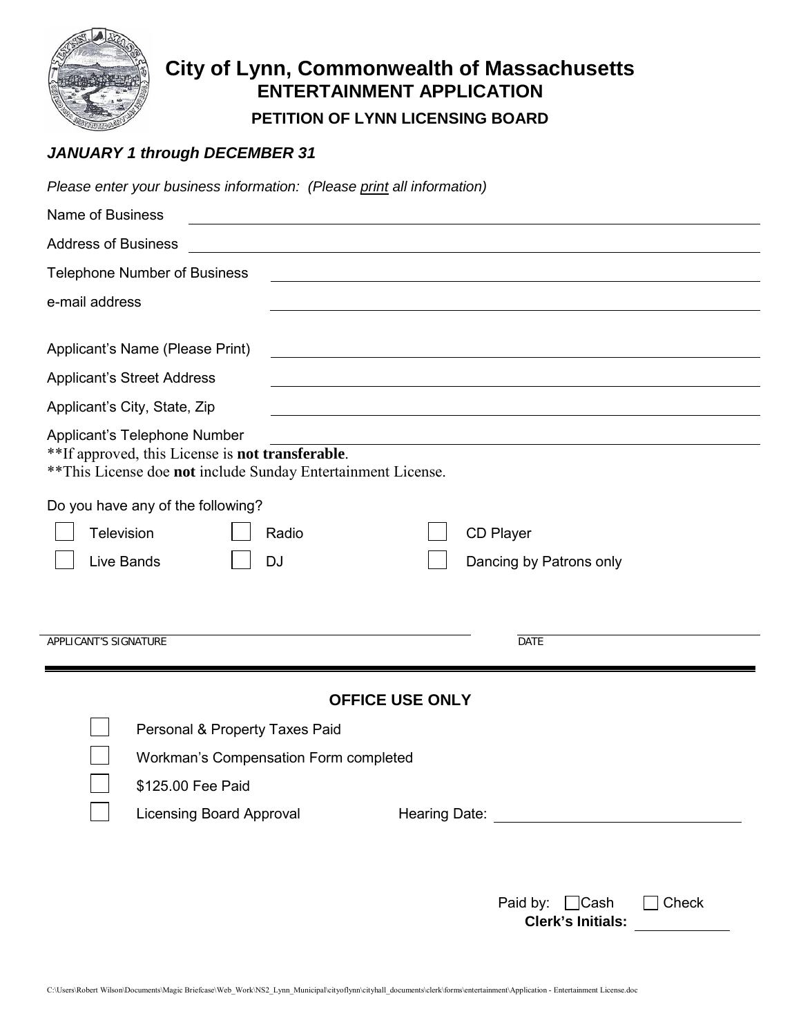# City of Lynn, Commonwealth of Massachusetts

## ENTERTAINMENT APPLICATION

### PETITION OF LYNN LICENSING BOARD

***JANUARY 1 through DECEMBER 31***

*Please enter your business information: (Please print all information)*

Name of Business ______________________________

Address of Business ______________________________

Telephone Number of Business ______________________________

e-mail address ______________________________

Applicant's Name (Please Print) ______________________________

Applicant's Street Address ______________________________

Applicant's City, State, Zip ______________________________

Applicant's Telephone Number ______________________________

**If approved, this License is **not transferable**.

**This License doe **not** include Sunday Entertainment License.

Do you have any of the following?

- ☐ Television
- ☐ Radio
- ☐ CD Player
- ☐ Live Bands
- ☐ DJ
- ☐ Dancing by Patrons only

______________________________ ______________________________

APPLICANT'S SIGNATURE DATE

---

### OFFICE USE ONLY

- ☐ Personal & Property Taxes Paid
- ☐ Workman's Compensation Form completed
- ☐ $125.00 Fee Paid
- ☐ Licensing Board Approval Hearing Date: ______________________________

Paid by: ☐ Cash ☐ Check

**Clerk's Initials:** ____________

C:\Users\Robert Wilson\Documents\Magic Briefcase\Web_Work\NS2_Lynn_Municipal\cityoflynn\cityhall_documents\clerk\forms\entertainment\Application - Entertainment License.doc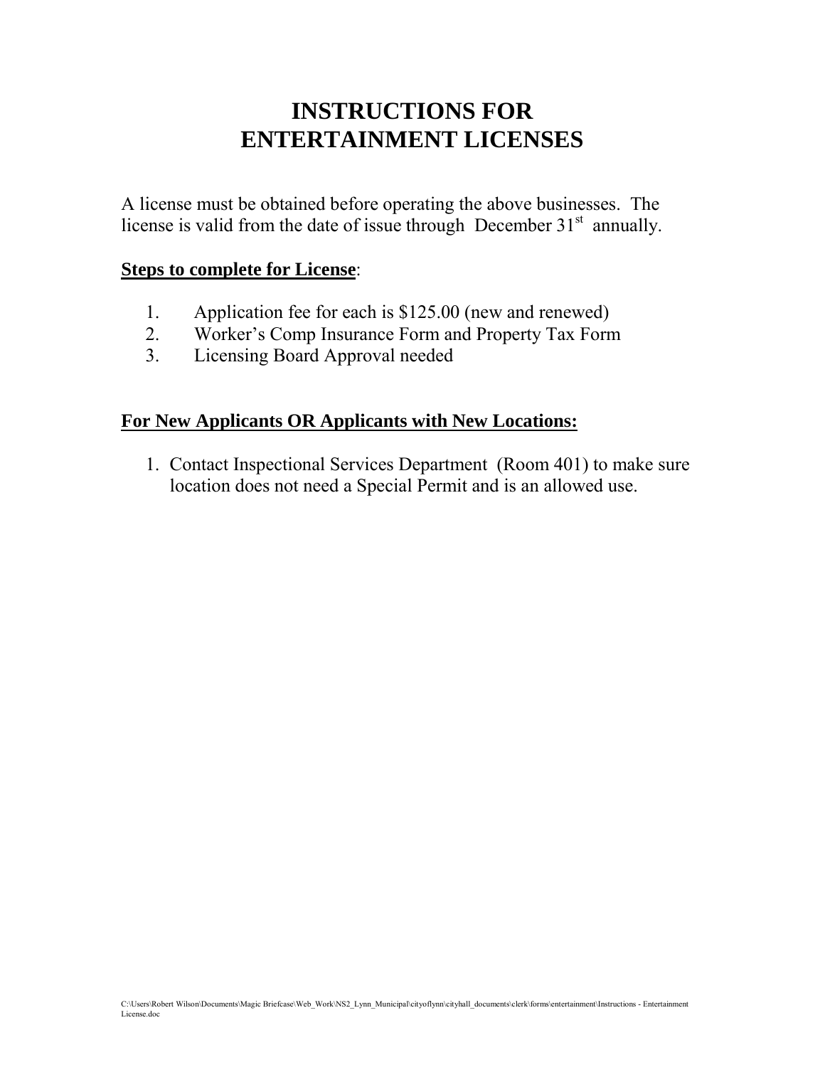# INSTRUCTIONS FOR ENTERTAINMENT LICENSES

A license must be obtained before operating the above businesses. The license is valid from the date of issue through December 31st annually.

**<u>Steps to complete for License</u>**:

1. Application fee for each is $125.00 (new and renewed)
2. Worker's Comp Insurance Form and Property Tax Form
3. Licensing Board Approval needed

**<u>For New Applicants OR Applicants with New Locations:</u>**

1. Contact Inspectional Services Department (Room 401) to make sure location does not need a Special Permit and is an allowed use.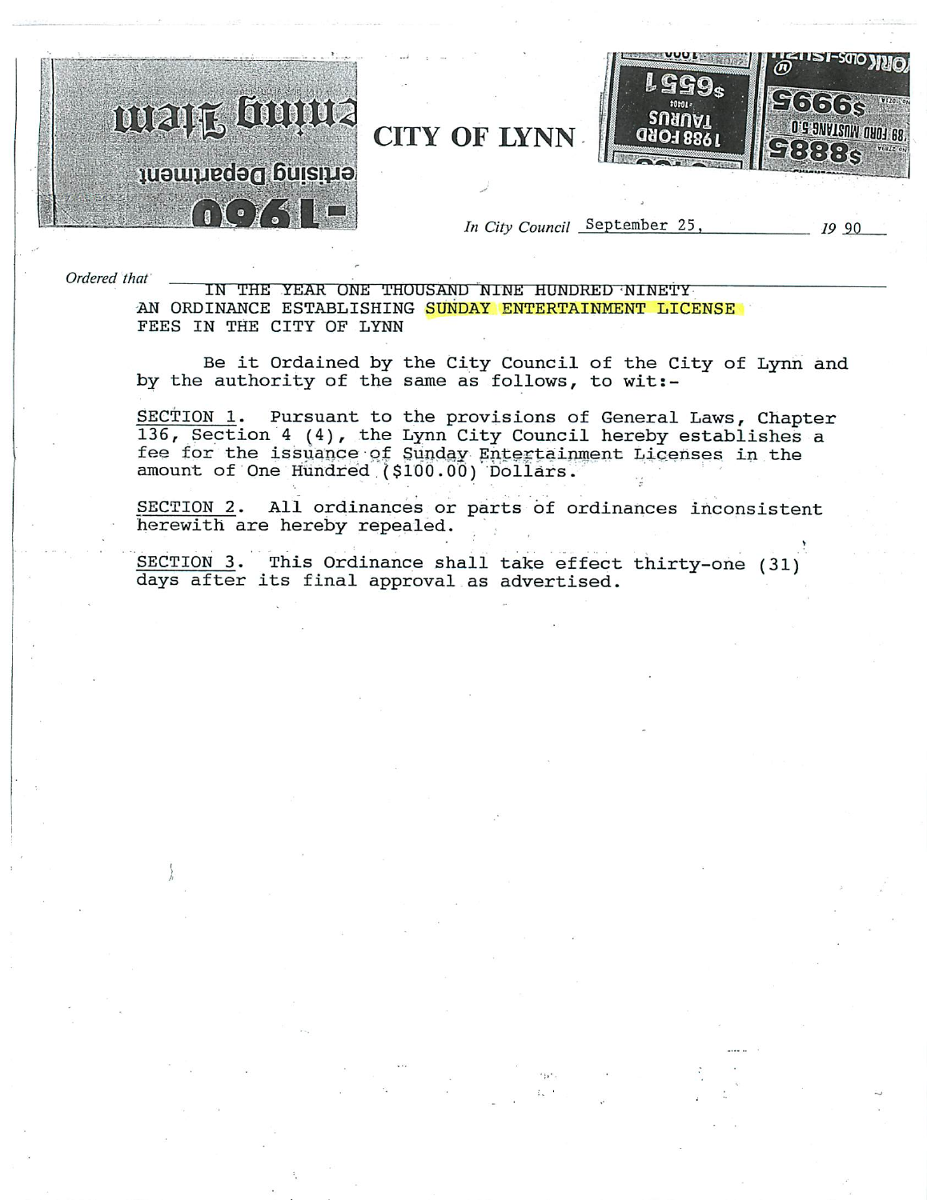# CITY OF LYNN

*In City Council* September 25, 19 90

*Ordered that* IN THE YEAR ONE THOUSAND NINE HUNDRED NINETY
AN ORDINANCE ESTABLISHING SUNDAY ENTERTAINMENT LICENSE FEES IN THE CITY OF LYNN

Be it Ordained by the City Council of the City of Lynn and by the authority of the same as follows, to wit:-

SECTION 1. Pursuant to the provisions of General Laws, Chapter 136, Section 4 (4), the Lynn City Council hereby establishes a fee for the issuance of Sunday Entertainment Licenses in the amount of One Hundred ($100.00) Dollars.

SECTION 2. All ordinances or parts of ordinances inconsistent herewith are hereby repealed.

SECTION 3. This Ordinance shall take effect thirty-one (31) days after its final approval as advertised.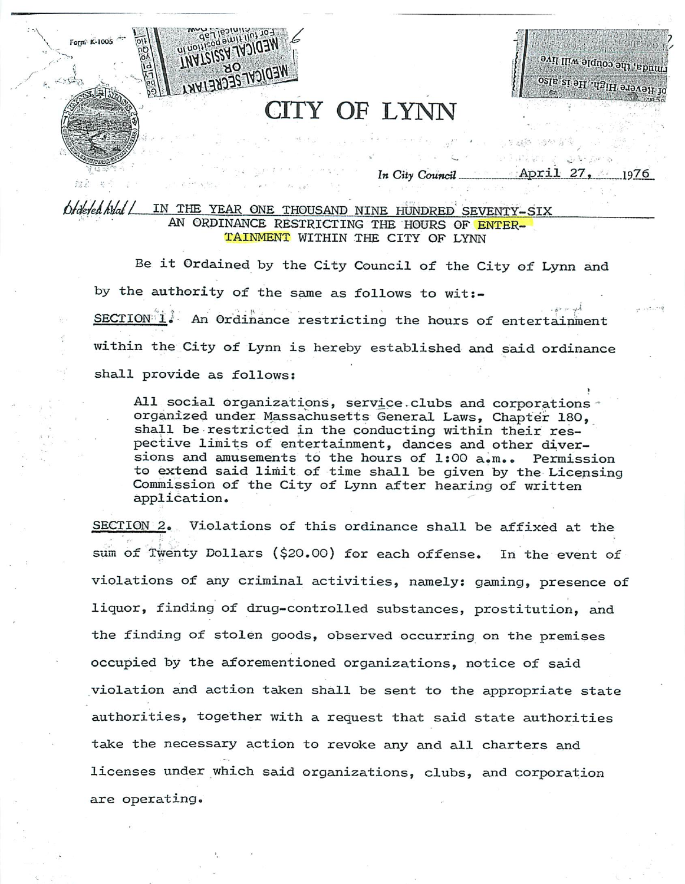# CITY OF LYNN

*In City Council* April 27, 1976

*Ordered Held*

## IN THE YEAR ONE THOUSAND NINE HUNDRED SEVENTY-SIX
## AN ORDINANCE RESTRICTING THE HOURS OF ENTERTAINMENT WITHIN THE CITY OF LYNN

Be it Ordained by the City Council of the City of Lynn and by the authority of the same as follows to wit:-

SECTION 1. An Ordinance restricting the hours of entertainment within the City of Lynn is hereby established and said ordinance shall provide as follows:

> All social organizations, service clubs and corporations organized under Massachusetts General Laws, Chapter 180, shall be restricted in the conducting within their respective limits of entertainment, dances and other diversions and amusements to the hours of 1:00 a.m.. Permission to extend said limit of time shall be given by the Licensing Commission of the City of Lynn after hearing of written application.

SECTION 2. Violations of this ordinance shall be affixed at the sum of Twenty Dollars ($20.00) for each offense. In the event of violations of any criminal activities, namely: gaming, presence of liquor, finding of drug-controlled substances, prostitution, and the finding of stolen goods, observed occurring on the premises occupied by the aforementioned organizations, notice of said violation and action taken shall be sent to the appropriate state authorities, together with a request that said state authorities take the necessary action to revoke any and all charters and licenses under which said organizations, clubs, and corporation are operating.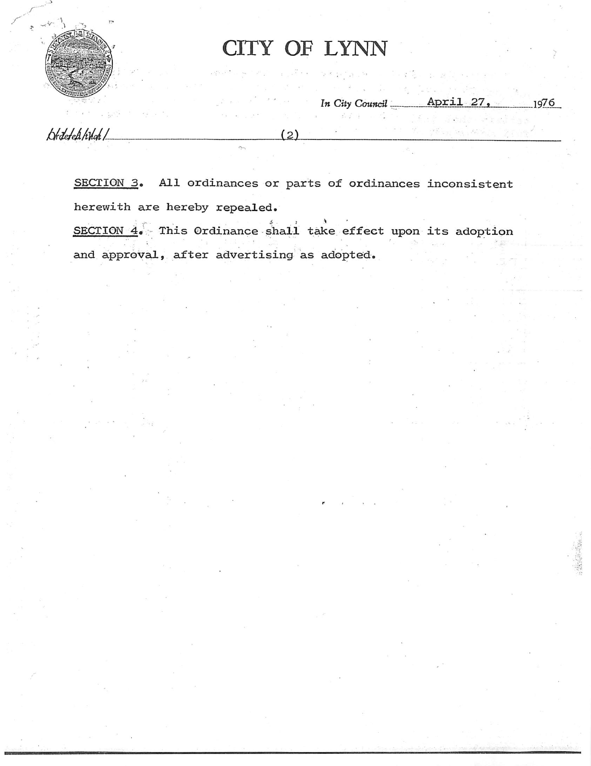# CITY OF LYNN

*In City Council* April 27, 1976

~~Ordered that~~ (2)

SECTION 3. All ordinances or parts of ordinances inconsistent herewith are hereby repealed.

SECTION 4. This Ordinance shall take effect upon its adoption and approval, after advertising as adopted.